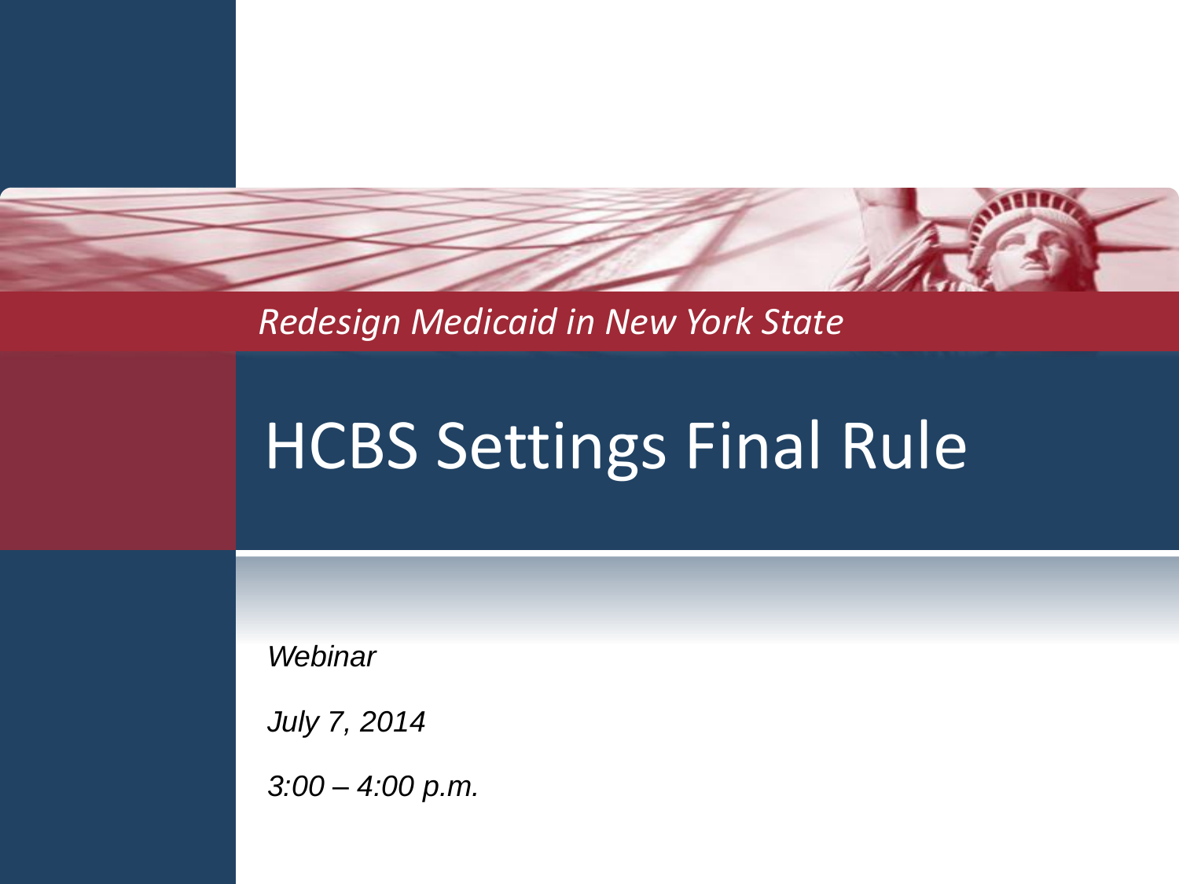*Redesign Medicaid in New York State*

# HCBS Settings Final Rule

*Webinar*

*July 7, 2014*

*3:00 – 4:00 p.m.*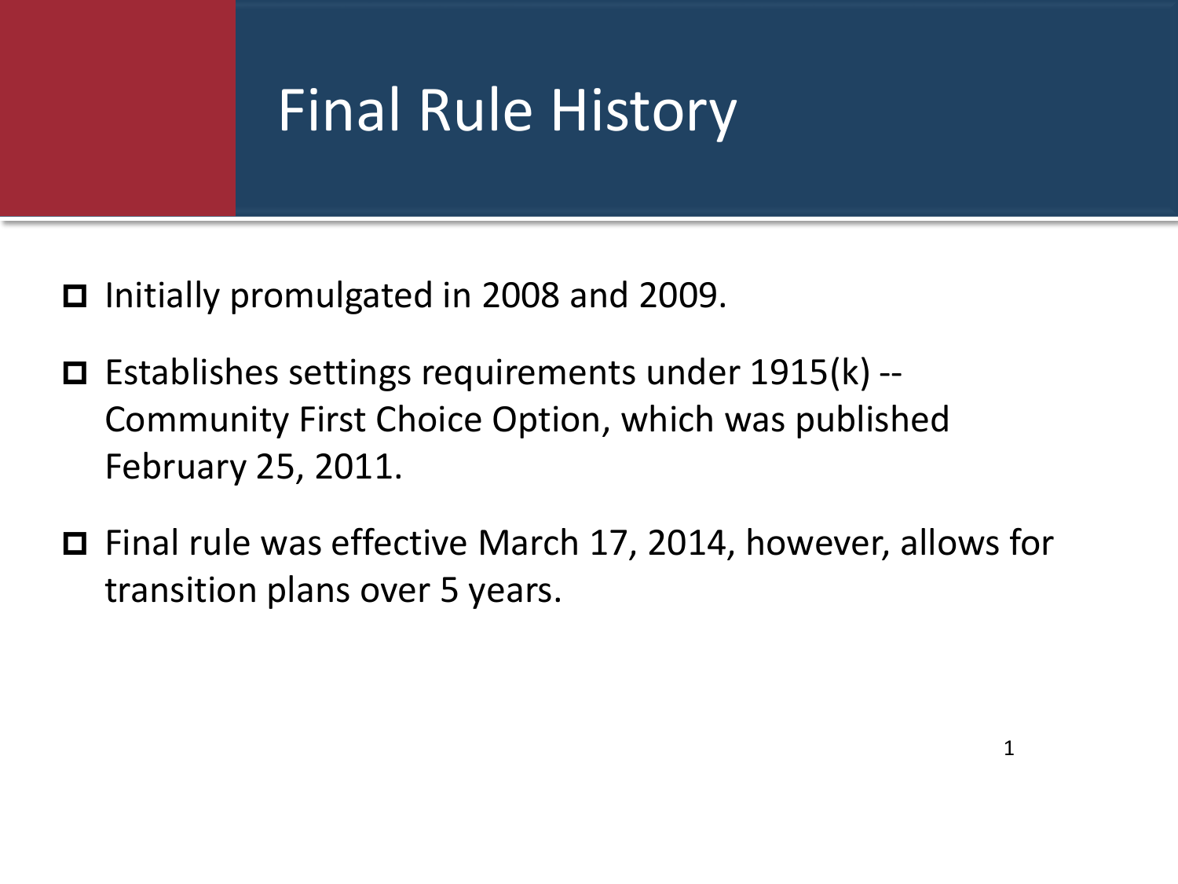# Final Rule History

- Initially promulgated in 2008 and 2009.
- Establishes settings requirements under 1915(k) -- Community First Choice Option, which was published February 25, 2011.
- Final rule was effective March 17, 2014, however, allows for transition plans over 5 years.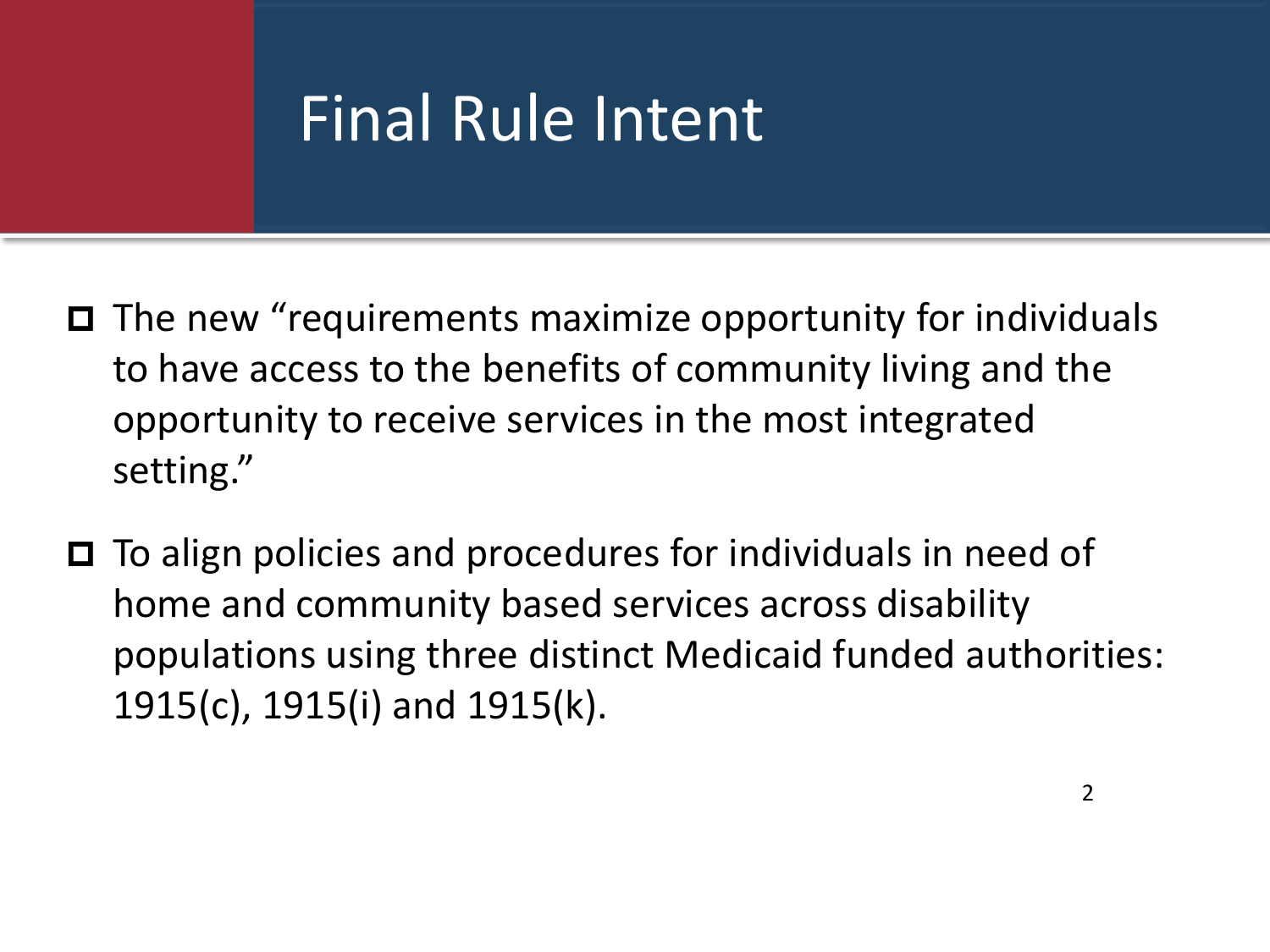# Final Rule Intent

- The new “requirements maximize opportunity for individuals to have access to the benefits of community living and the opportunity to receive services in the most integrated setting.”
- To align policies and procedures for individuals in need of home and community based services across disability populations using three distinct Medicaid funded authorities: 1915(c), 1915(i) and 1915(k).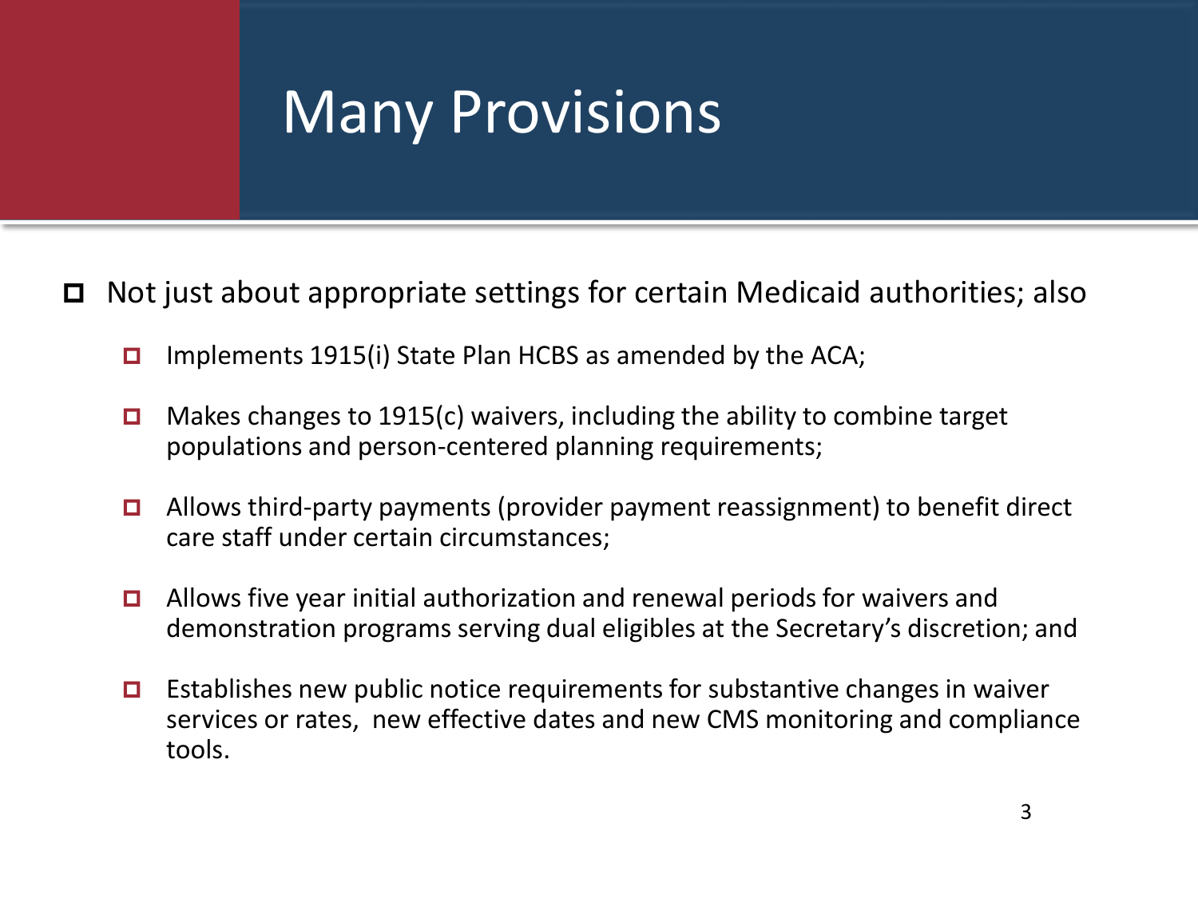# Many Provisions

- Not just about appropriate settings for certain Medicaid authorities; also
  - Implements 1915(i) State Plan HCBS as amended by the ACA;
  - Makes changes to 1915(c) waivers, including the ability to combine target populations and person-centered planning requirements;
  - Allows third-party payments (provider payment reassignment) to benefit direct care staff under certain circumstances;
  - Allows five year initial authorization and renewal periods for waivers and demonstration programs serving dual eligibles at the Secretary's discretion; and
  - Establishes new public notice requirements for substantive changes in waiver services or rates, new effective dates and new CMS monitoring and compliance tools.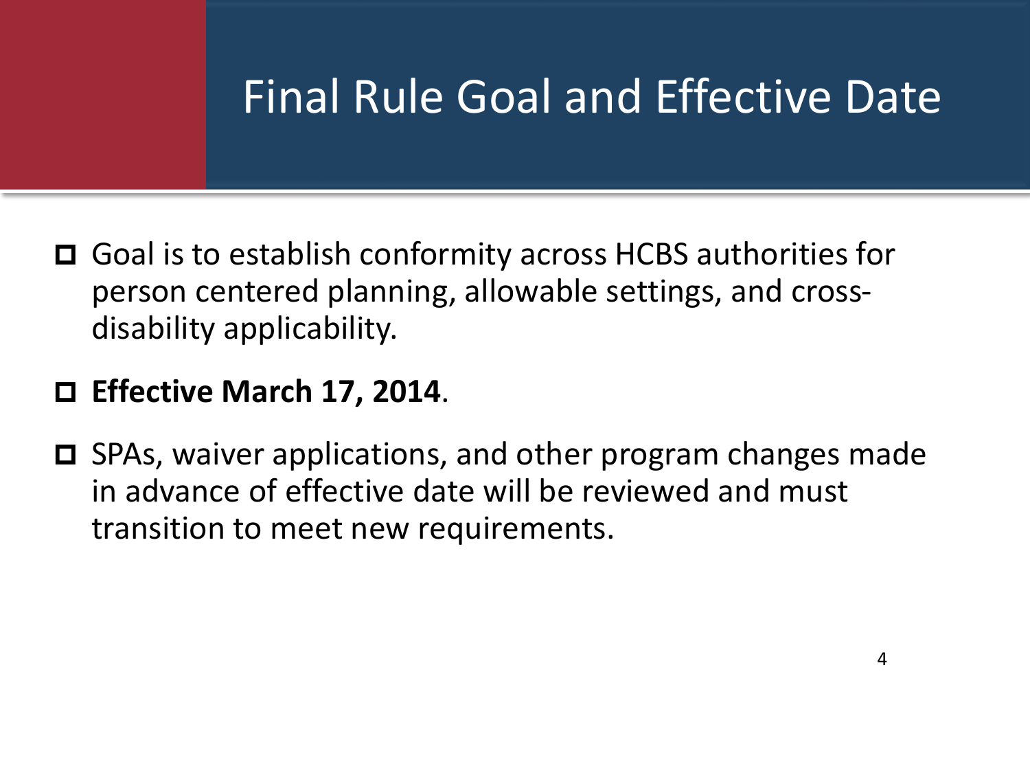# Final Rule Goal and Effective Date

- Goal is to establish conformity across HCBS authorities for person centered planning, allowable settings, and cross-disability applicability.
- **Effective March 17, 2014**.
- SPAs, waiver applications, and other program changes made in advance of effective date will be reviewed and must transition to meet new requirements.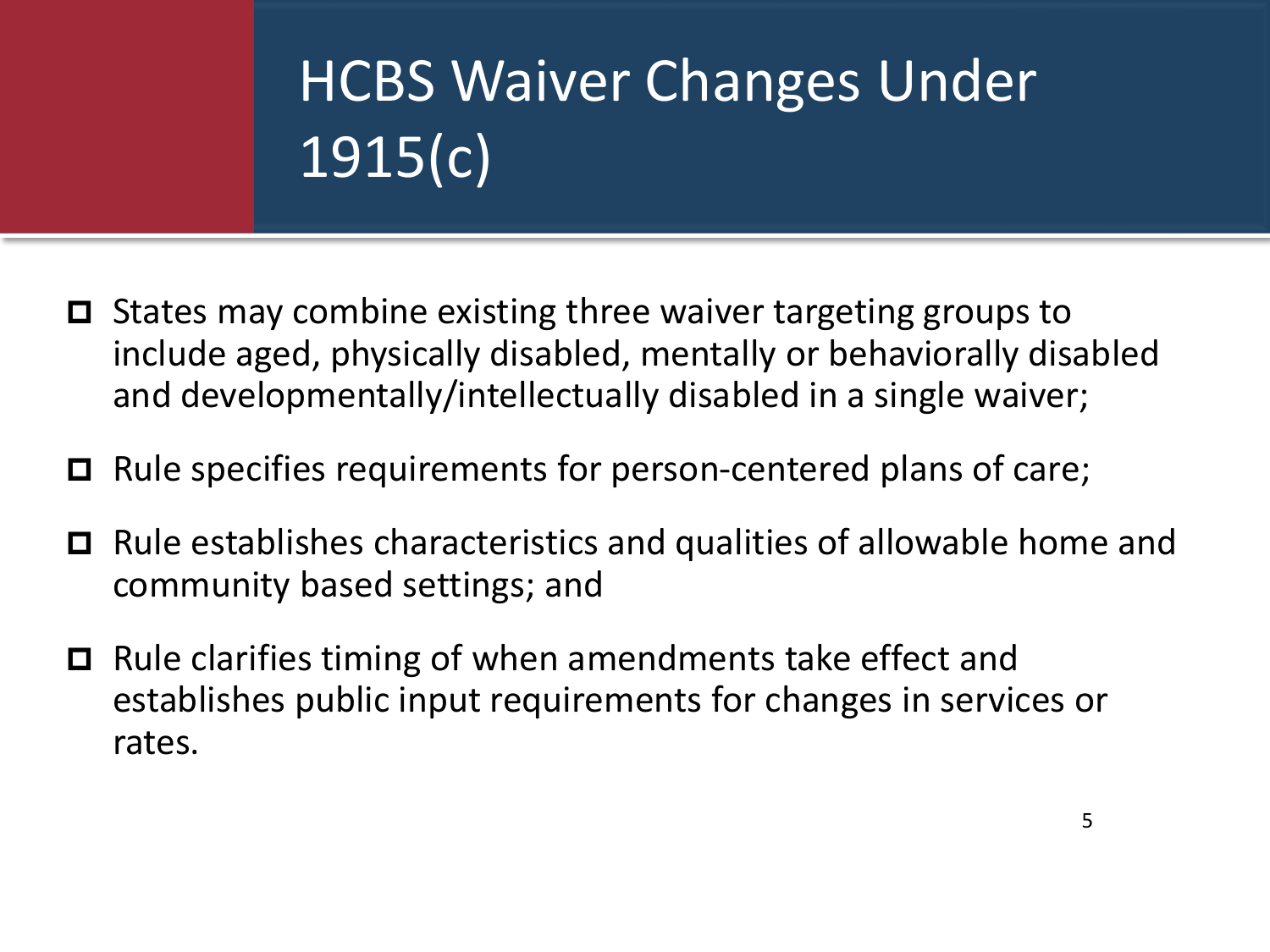# HCBS Waiver Changes Under 1915(c)

- States may combine existing three waiver targeting groups to include aged, physically disabled, mentally or behaviorally disabled and developmentally/intellectually disabled in a single waiver;
- Rule specifies requirements for person-centered plans of care;
- Rule establishes characteristics and qualities of allowable home and community based settings; and
- Rule clarifies timing of when amendments take effect and establishes public input requirements for changes in services or rates.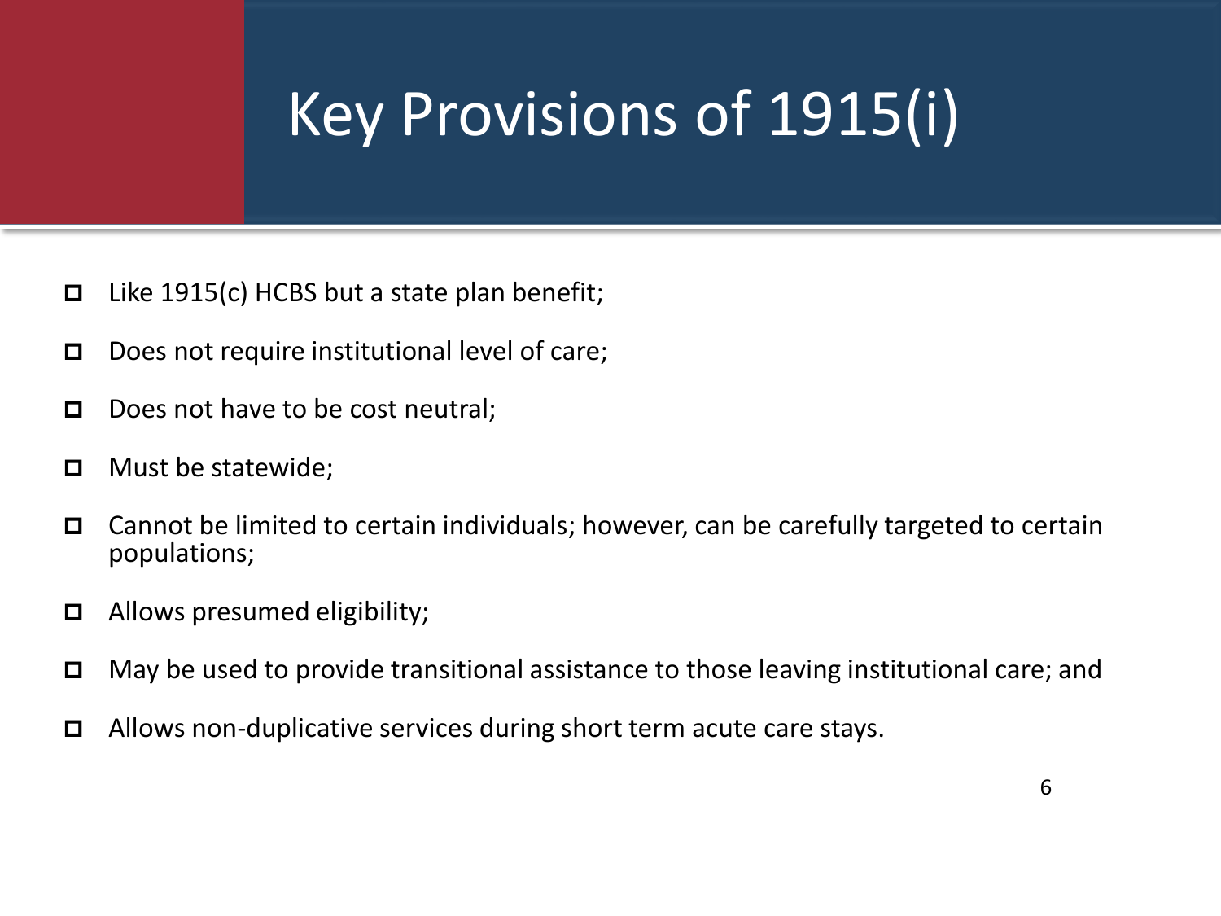# Key Provisions of 1915(i)

- Like 1915(c) HCBS but a state plan benefit;
- Does not require institutional level of care;
- Does not have to be cost neutral;
- Must be statewide;
- Cannot be limited to certain individuals; however, can be carefully targeted to certain populations;
- Allows presumed eligibility;
- May be used to provide transitional assistance to those leaving institutional care; and
- Allows non-duplicative services during short term acute care stays.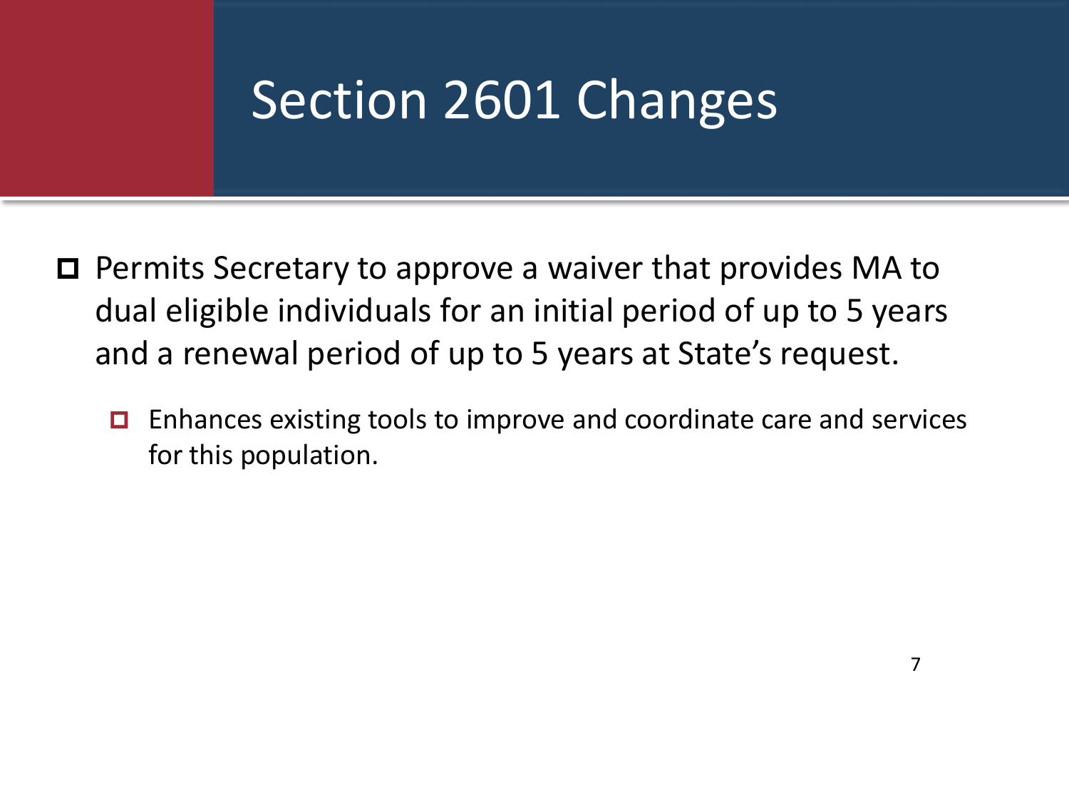# Section 2601 Changes

- Permits Secretary to approve a waiver that provides MA to dual eligible individuals for an initial period of up to 5 years and a renewal period of up to 5 years at State's request.
  - Enhances existing tools to improve and coordinate care and services for this population.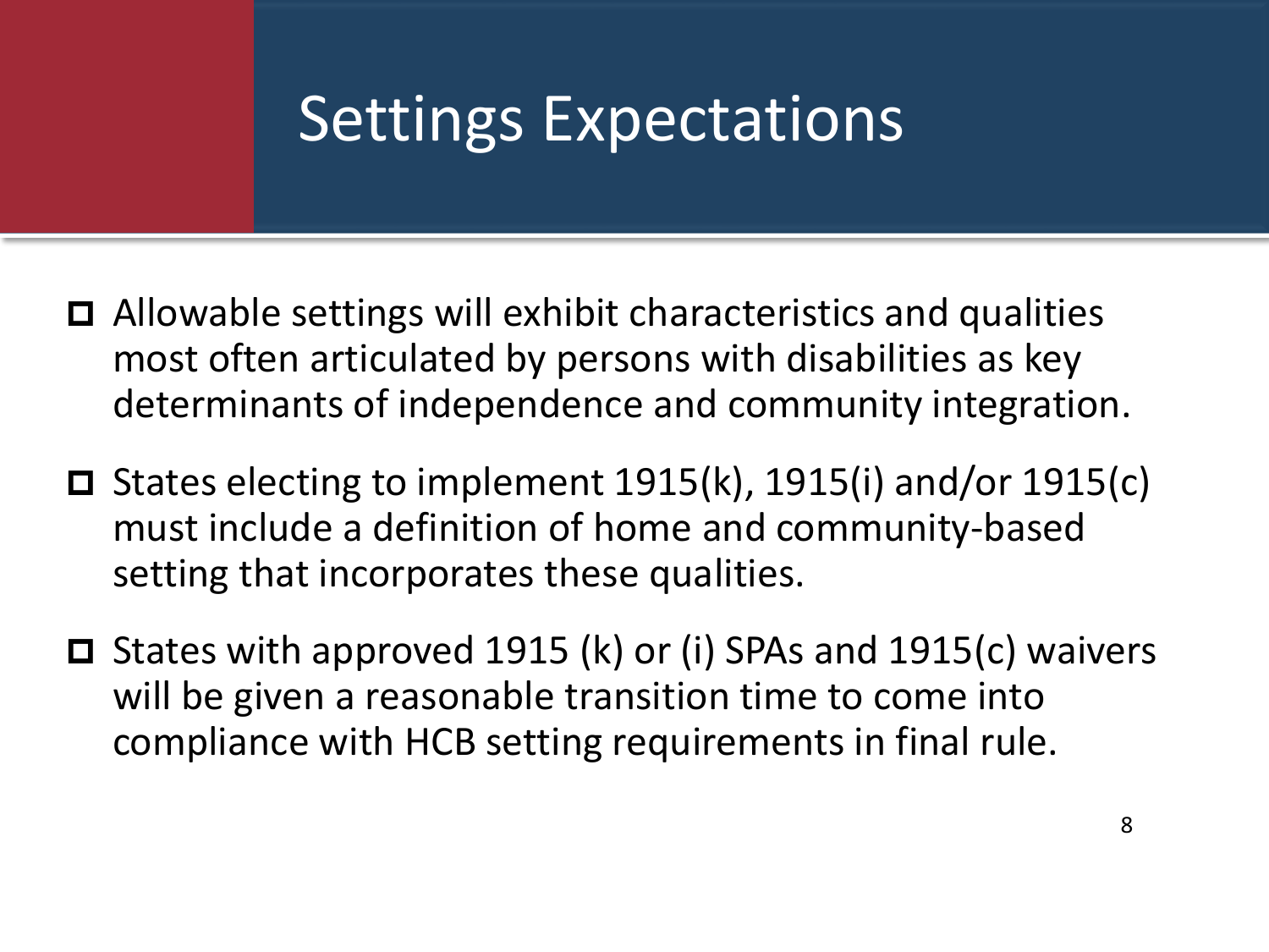# Settings Expectations

- Allowable settings will exhibit characteristics and qualities most often articulated by persons with disabilities as key determinants of independence and community integration.
- States electing to implement 1915(k), 1915(i) and/or 1915(c) must include a definition of home and community-based setting that incorporates these qualities.
- States with approved 1915 (k) or (i) SPAs and 1915(c) waivers will be given a reasonable transition time to come into compliance with HCB setting requirements in final rule.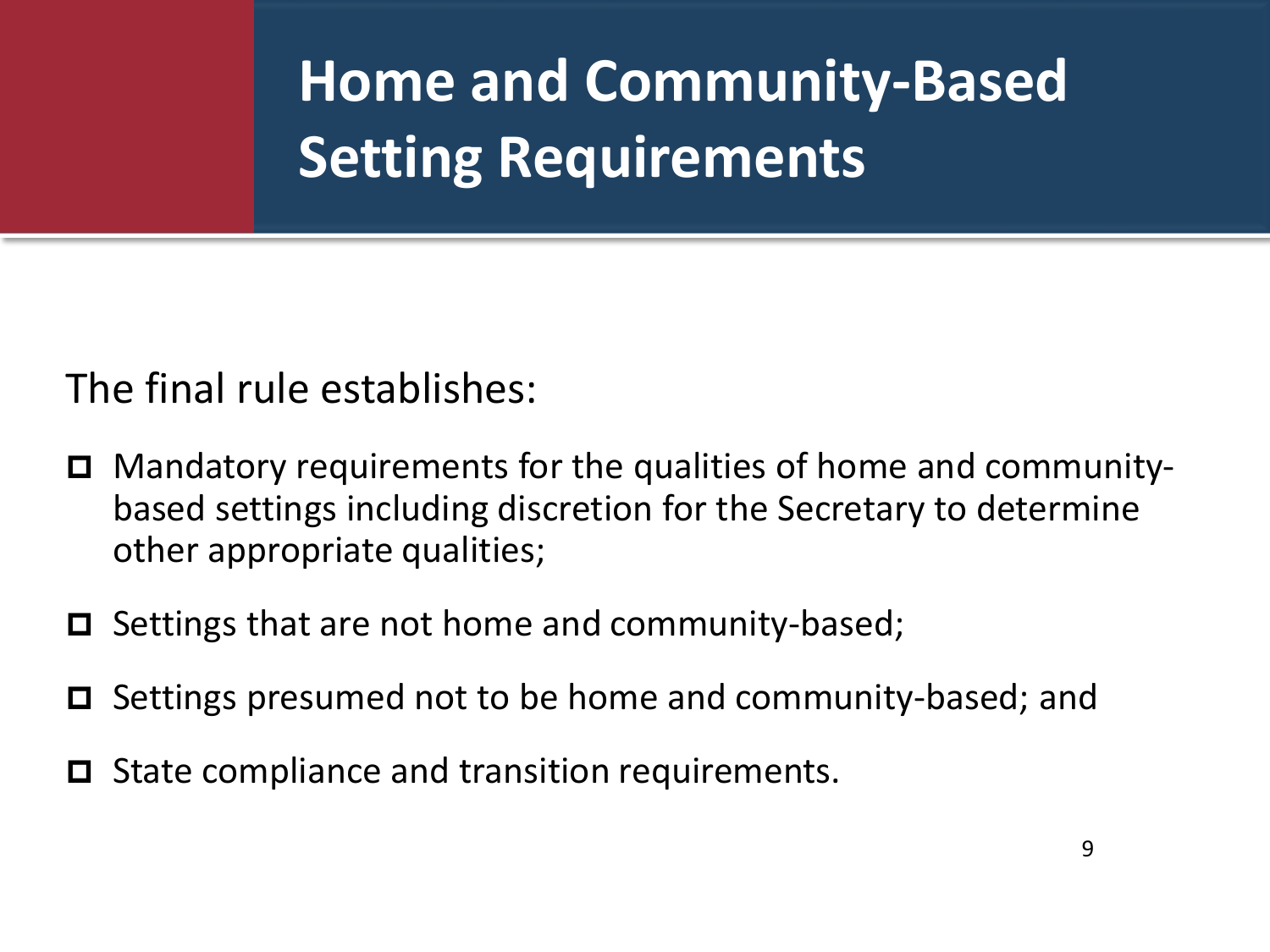# Home and Community-Based Setting Requirements

The final rule establishes:

- Mandatory requirements for the qualities of home and community-based settings including discretion for the Secretary to determine other appropriate qualities;
- Settings that are not home and community-based;
- Settings presumed not to be home and community-based; and
- State compliance and transition requirements.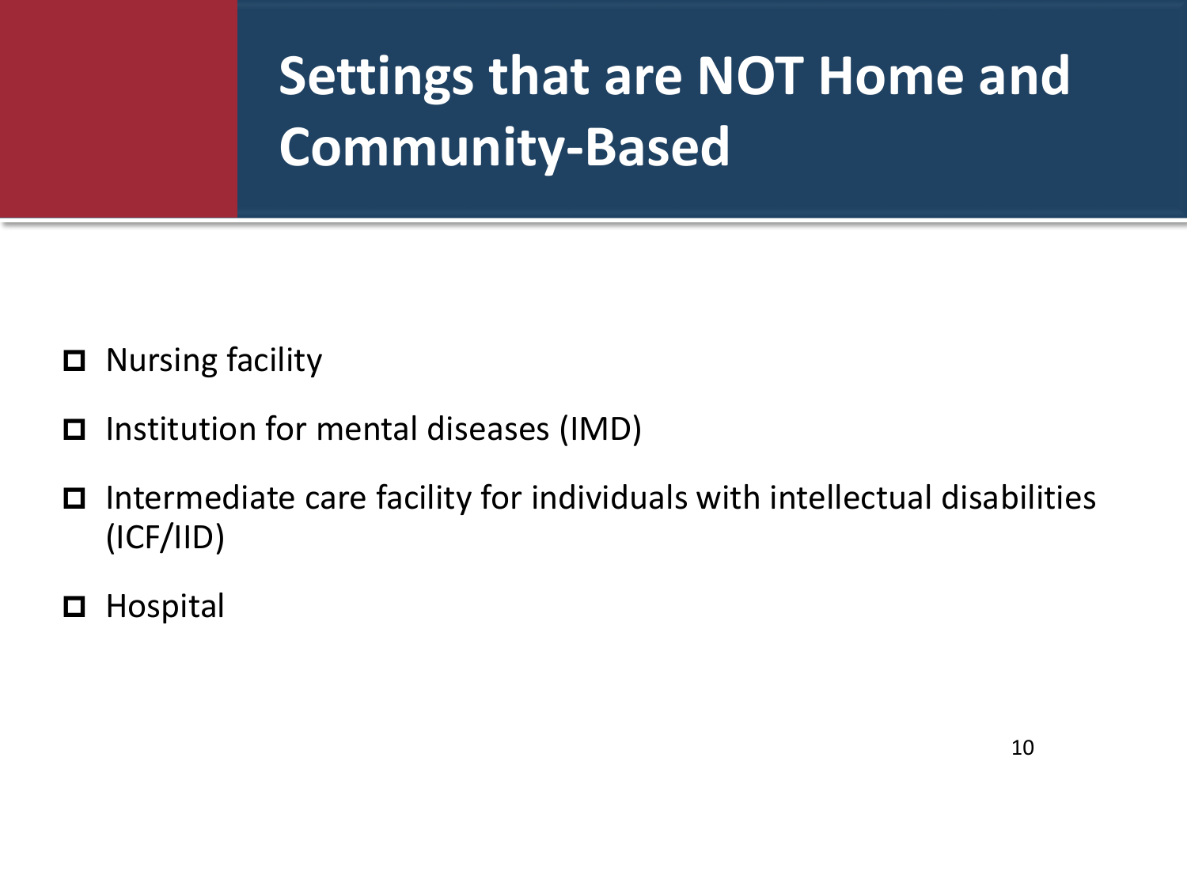# Settings that are NOT Home and Community-Based

- Nursing facility
- Institution for mental diseases (IMD)
- Intermediate care facility for individuals with intellectual disabilities (ICF/IID)
- Hospital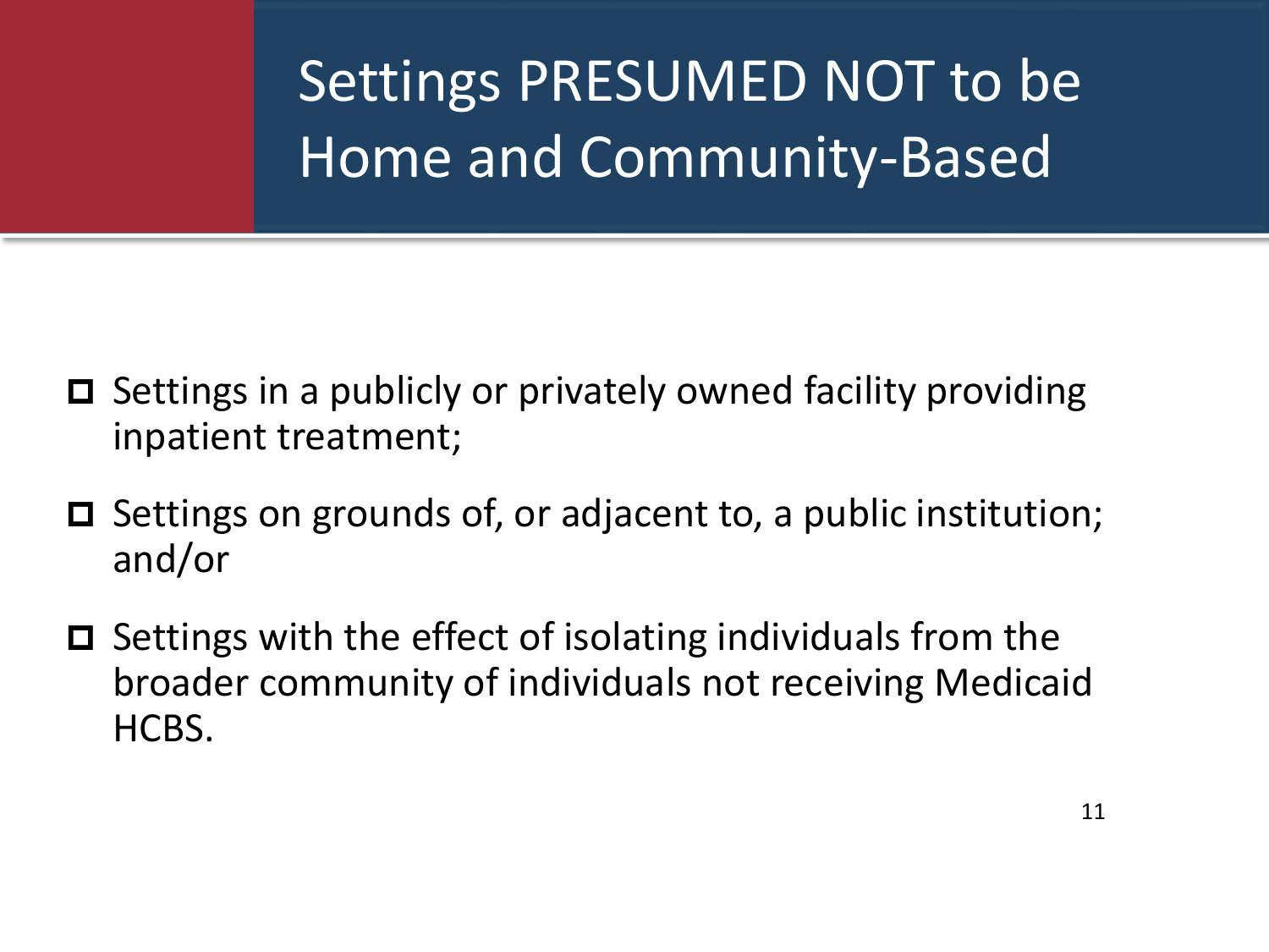# Settings PRESUMED NOT to be Home and Community-Based

- Settings in a publicly or privately owned facility providing inpatient treatment;
- Settings on grounds of, or adjacent to, a public institution; and/or
- Settings with the effect of isolating individuals from the broader community of individuals not receiving Medicaid HCBS.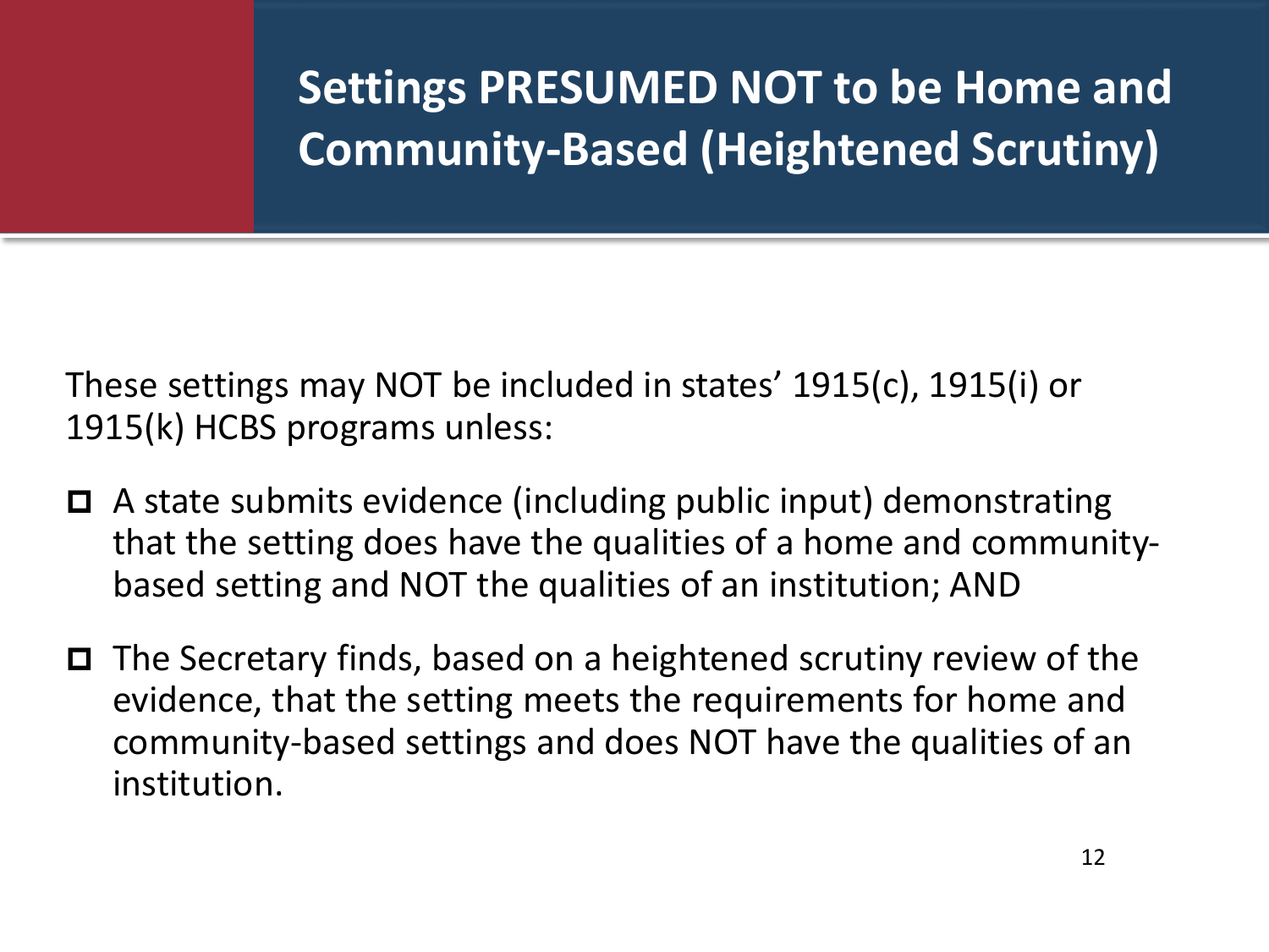# Settings PRESUMED NOT to be Home and Community-Based (Heightened Scrutiny)

These settings may NOT be included in states' 1915(c), 1915(i) or 1915(k) HCBS programs unless:

- A state submits evidence (including public input) demonstrating that the setting does have the qualities of a home and community-based setting and NOT the qualities of an institution; AND
- The Secretary finds, based on a heightened scrutiny review of the evidence, that the setting meets the requirements for home and community-based settings and does NOT have the qualities of an institution.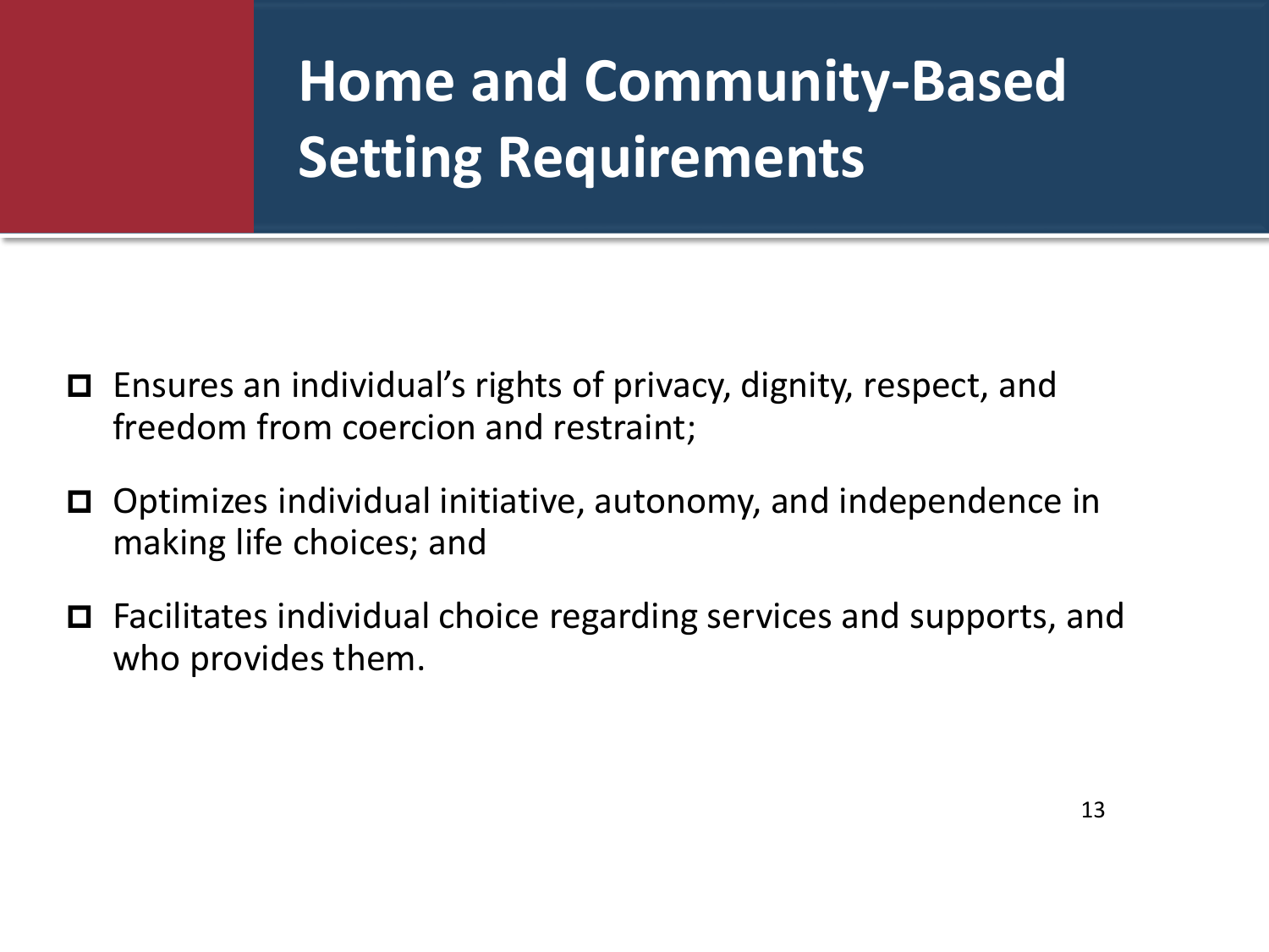# Home and Community-Based Setting Requirements

- Ensures an individual's rights of privacy, dignity, respect, and freedom from coercion and restraint;
- Optimizes individual initiative, autonomy, and independence in making life choices; and
- Facilitates individual choice regarding services and supports, and who provides them.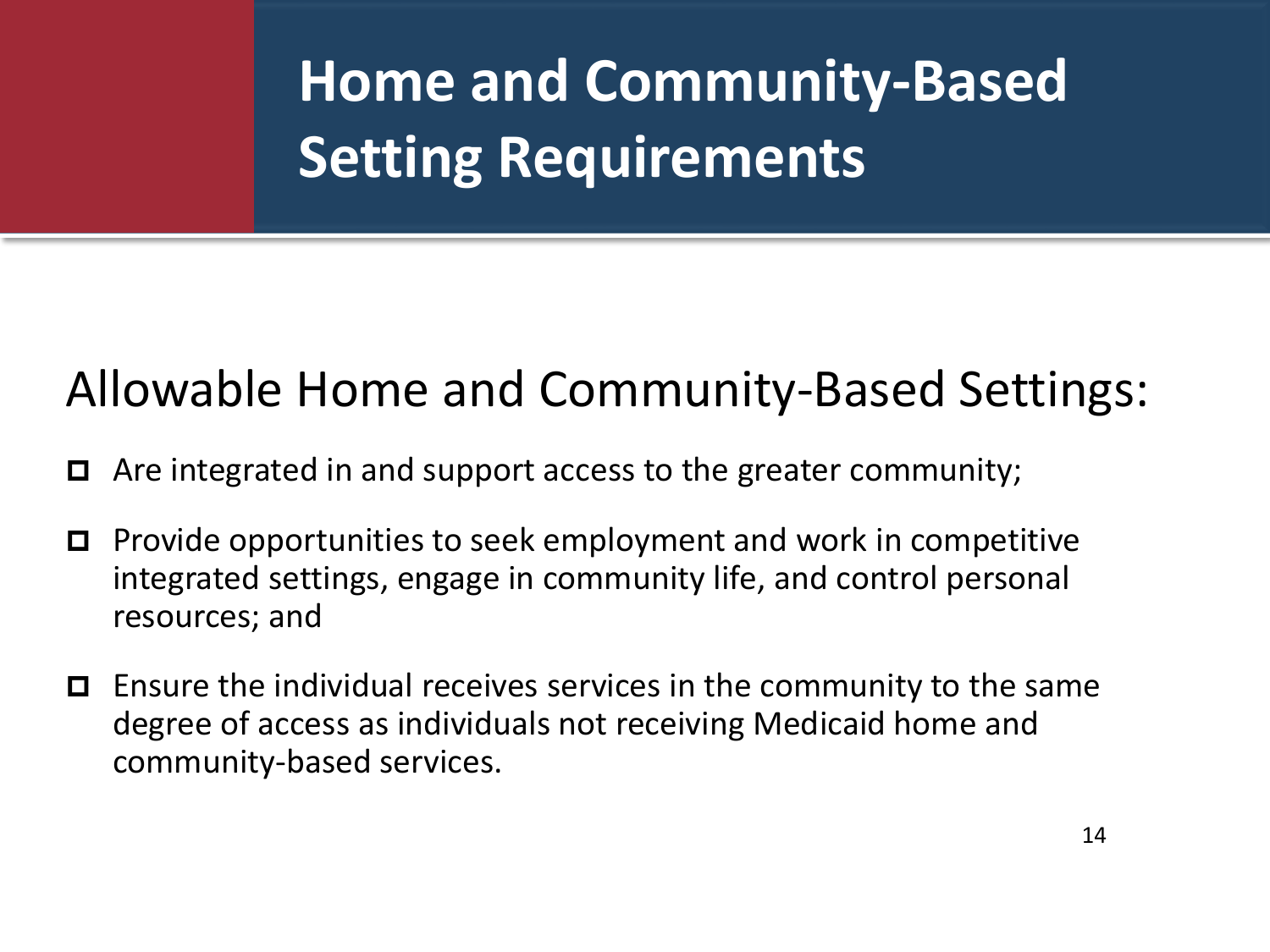# Home and Community-Based Setting Requirements

## Allowable Home and Community-Based Settings:

- Are integrated in and support access to the greater community;
- Provide opportunities to seek employment and work in competitive integrated settings, engage in community life, and control personal resources; and
- Ensure the individual receives services in the community to the same degree of access as individuals not receiving Medicaid home and community-based services.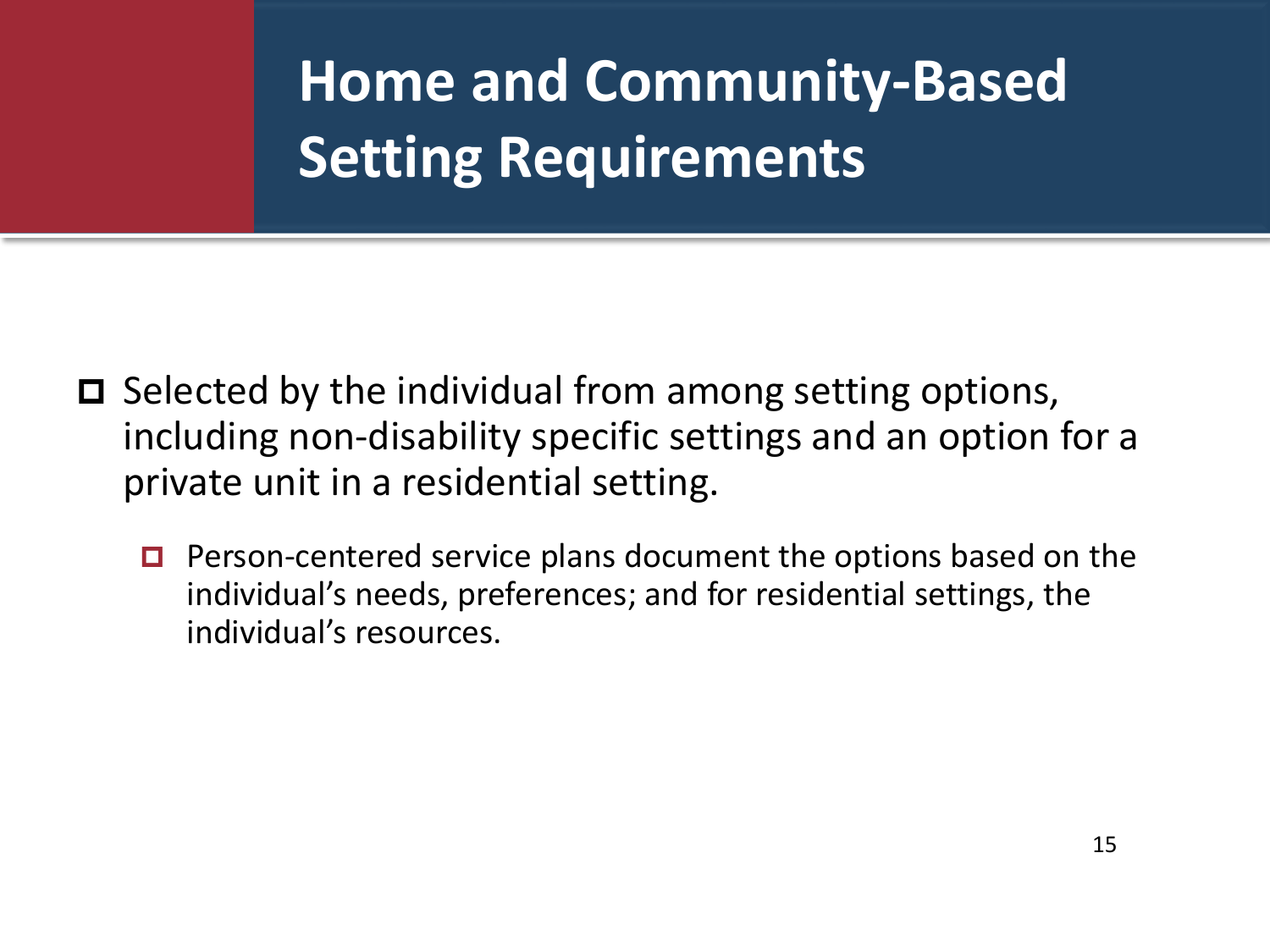# Home and Community-Based Setting Requirements

- Selected by the individual from among setting options, including non-disability specific settings and an option for a private unit in a residential setting.
  - Person-centered service plans document the options based on the individual's needs, preferences; and for residential settings, the individual's resources.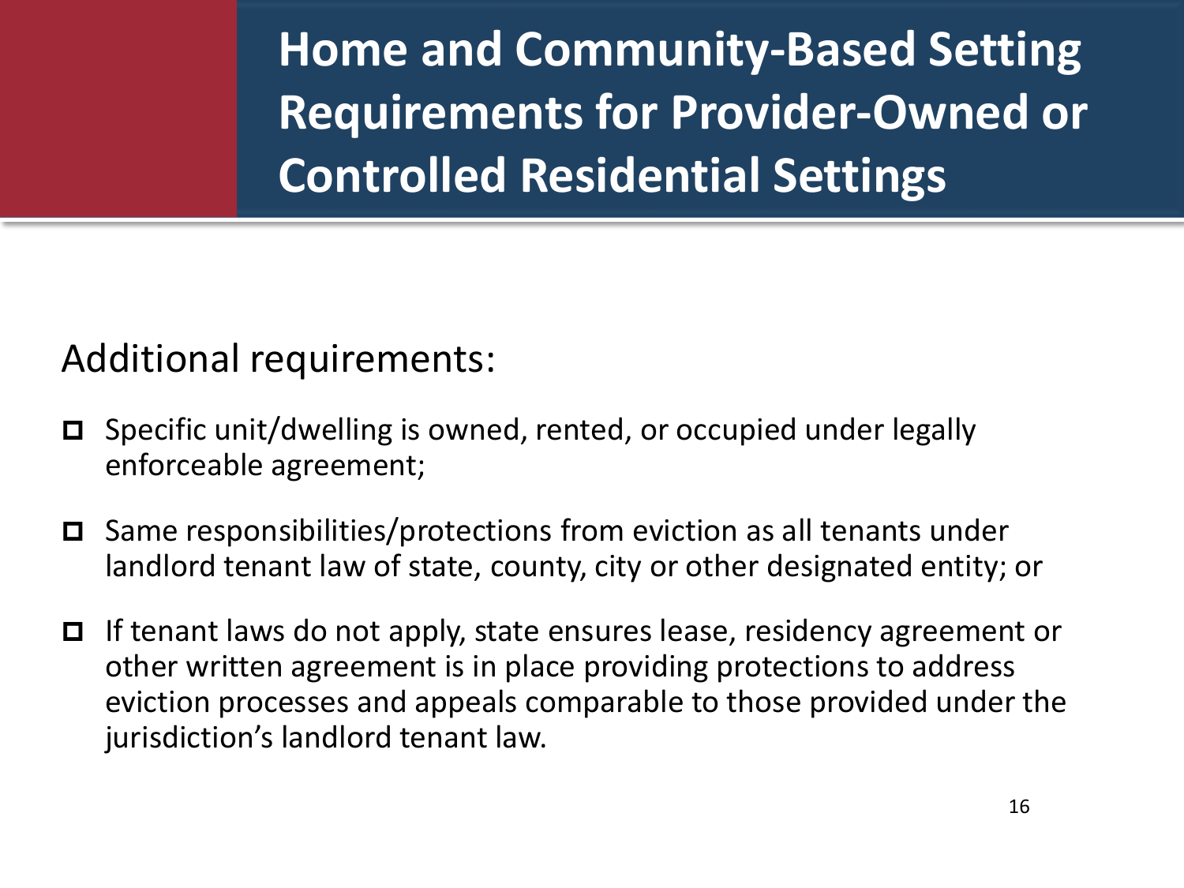# Home and Community-Based Setting Requirements for Provider-Owned or Controlled Residential Settings

Additional requirements:

- Specific unit/dwelling is owned, rented, or occupied under legally enforceable agreement;
- Same responsibilities/protections from eviction as all tenants under landlord tenant law of state, county, city or other designated entity; or
- If tenant laws do not apply, state ensures lease, residency agreement or other written agreement is in place providing protections to address eviction processes and appeals comparable to those provided under the jurisdiction's landlord tenant law.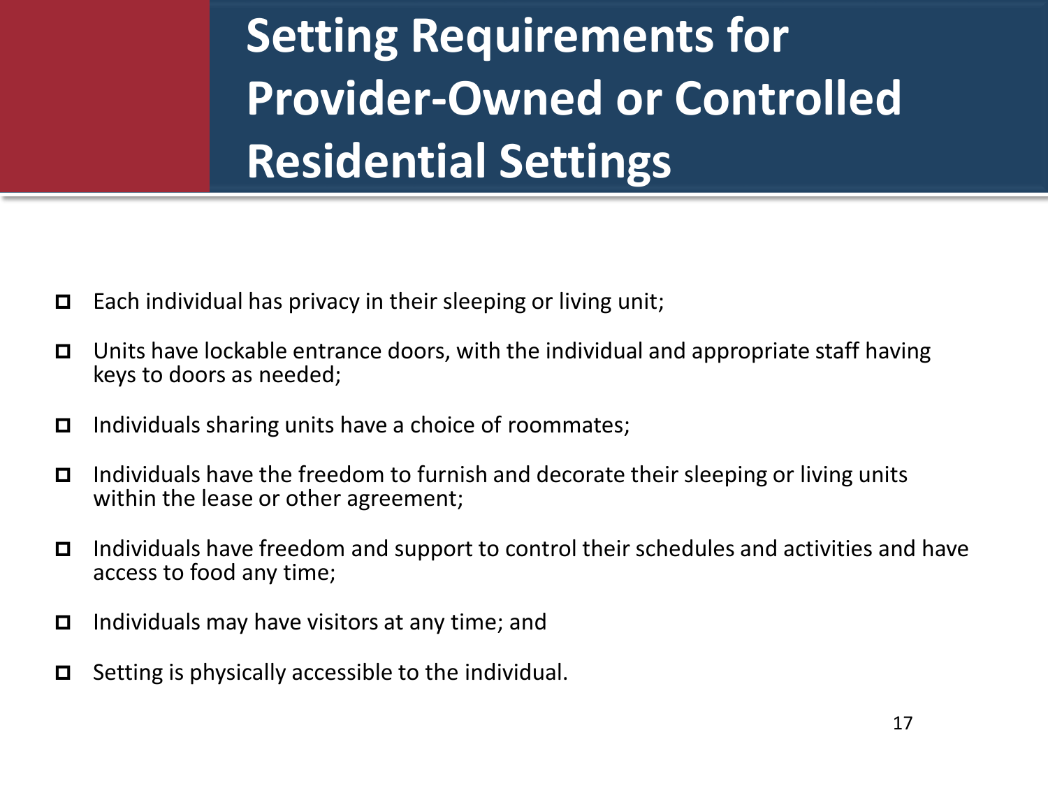# Setting Requirements for Provider-Owned or Controlled Residential Settings

- Each individual has privacy in their sleeping or living unit;
- Units have lockable entrance doors, with the individual and appropriate staff having keys to doors as needed;
- Individuals sharing units have a choice of roommates;
- Individuals have the freedom to furnish and decorate their sleeping or living units within the lease or other agreement;
- Individuals have freedom and support to control their schedules and activities and have access to food any time;
- Individuals may have visitors at any time; and
- Setting is physically accessible to the individual.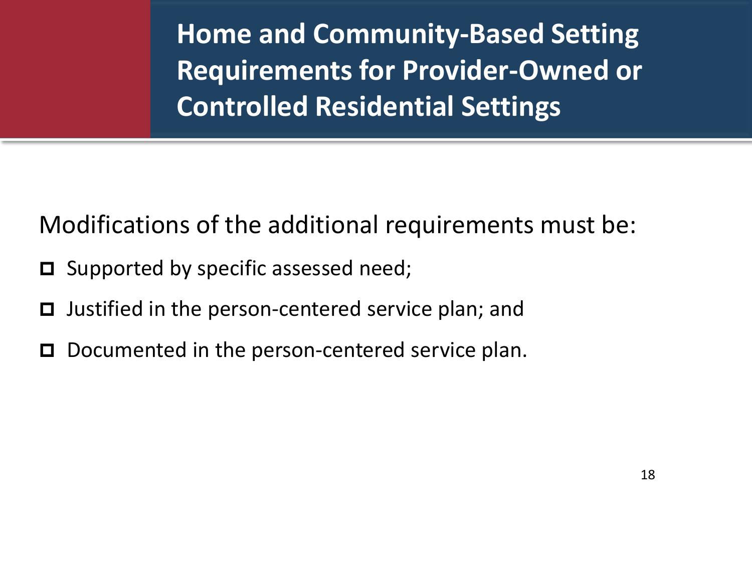# Home and Community-Based Setting Requirements for Provider-Owned or Controlled Residential Settings

Modifications of the additional requirements must be:

- Supported by specific assessed need;
- Justified in the person-centered service plan; and
- Documented in the person-centered service plan.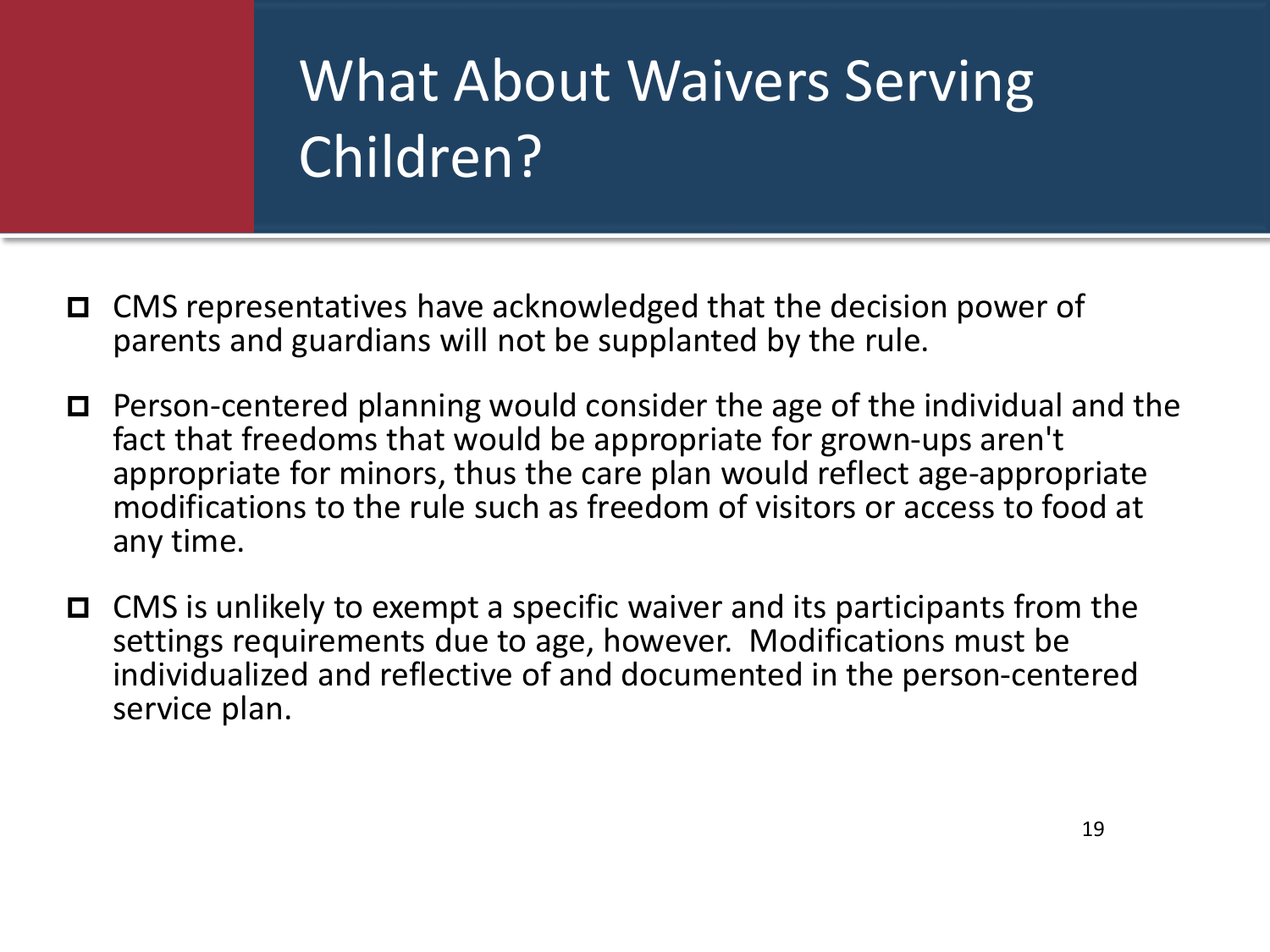# What About Waivers Serving Children?

- CMS representatives have acknowledged that the decision power of parents and guardians will not be supplanted by the rule.
- Person-centered planning would consider the age of the individual and the fact that freedoms that would be appropriate for grown-ups aren't appropriate for minors, thus the care plan would reflect age-appropriate modifications to the rule such as freedom of visitors or access to food at any time.
- CMS is unlikely to exempt a specific waiver and its participants from the settings requirements due to age, however. Modifications must be individualized and reflective of and documented in the person-centered service plan.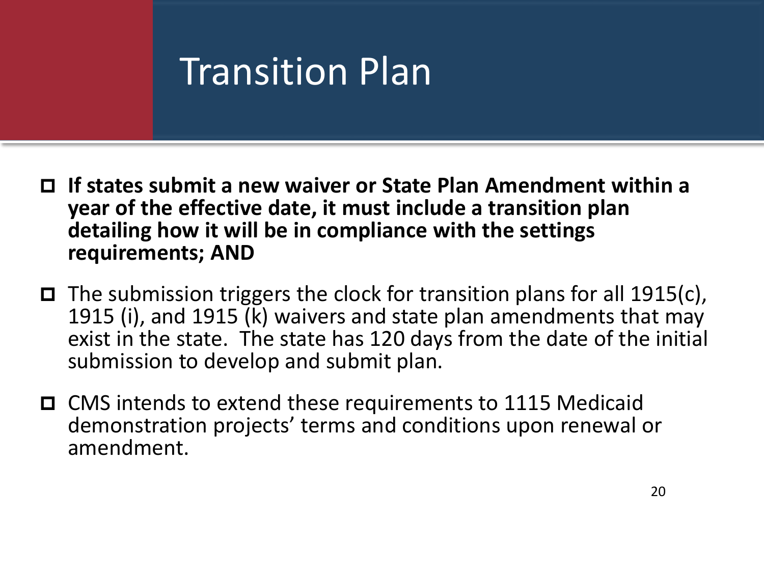# Transition Plan

- **If states submit a new waiver or State Plan Amendment within a year of the effective date, it must include a transition plan detailing how it will be in compliance with the settings requirements; AND**
- The submission triggers the clock for transition plans for all 1915(c), 1915 (i), and 1915 (k) waivers and state plan amendments that may exist in the state. The state has 120 days from the date of the initial submission to develop and submit plan.
- CMS intends to extend these requirements to 1115 Medicaid demonstration projects' terms and conditions upon renewal or amendment.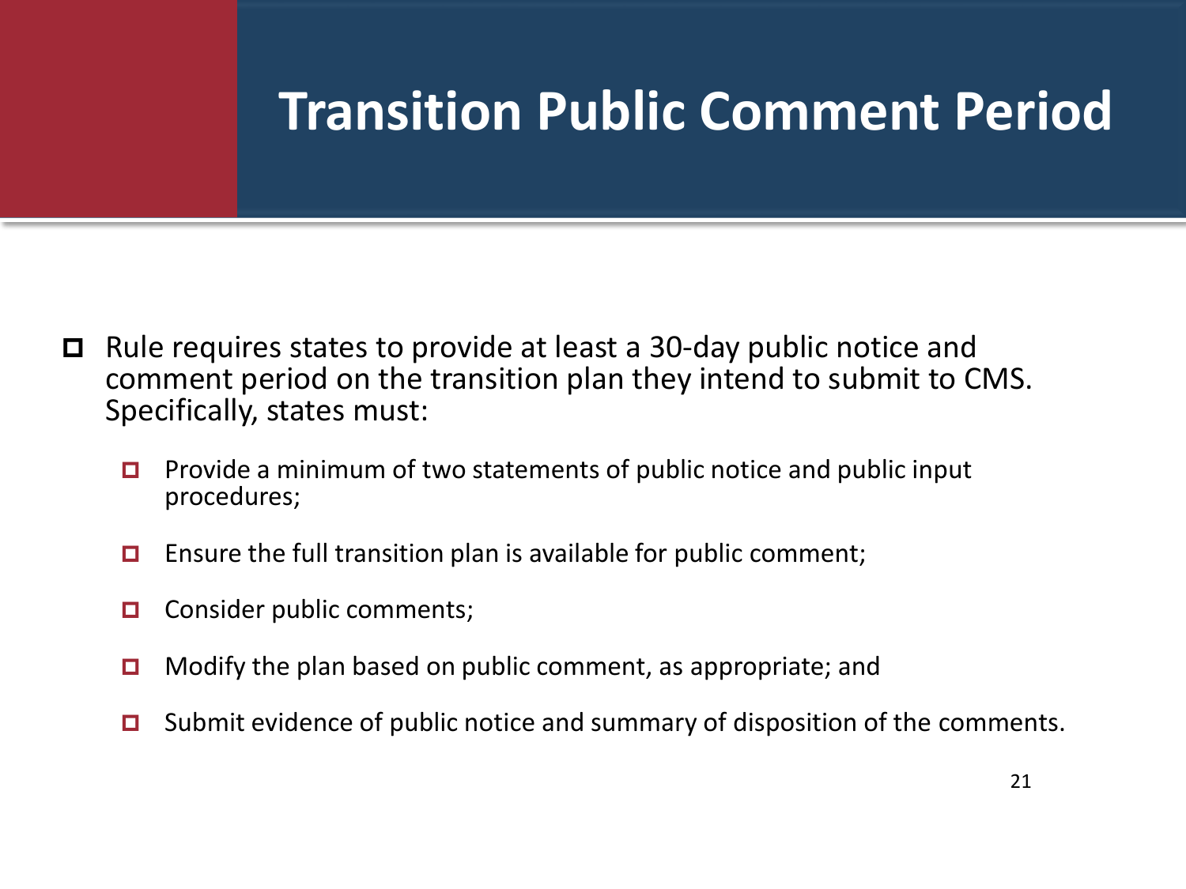# Transition Public Comment Period

- Rule requires states to provide at least a 30-day public notice and comment period on the transition plan they intend to submit to CMS. Specifically, states must:
  - Provide a minimum of two statements of public notice and public input procedures;
  - Ensure the full transition plan is available for public comment;
  - Consider public comments;
  - Modify the plan based on public comment, as appropriate; and
  - Submit evidence of public notice and summary of disposition of the comments.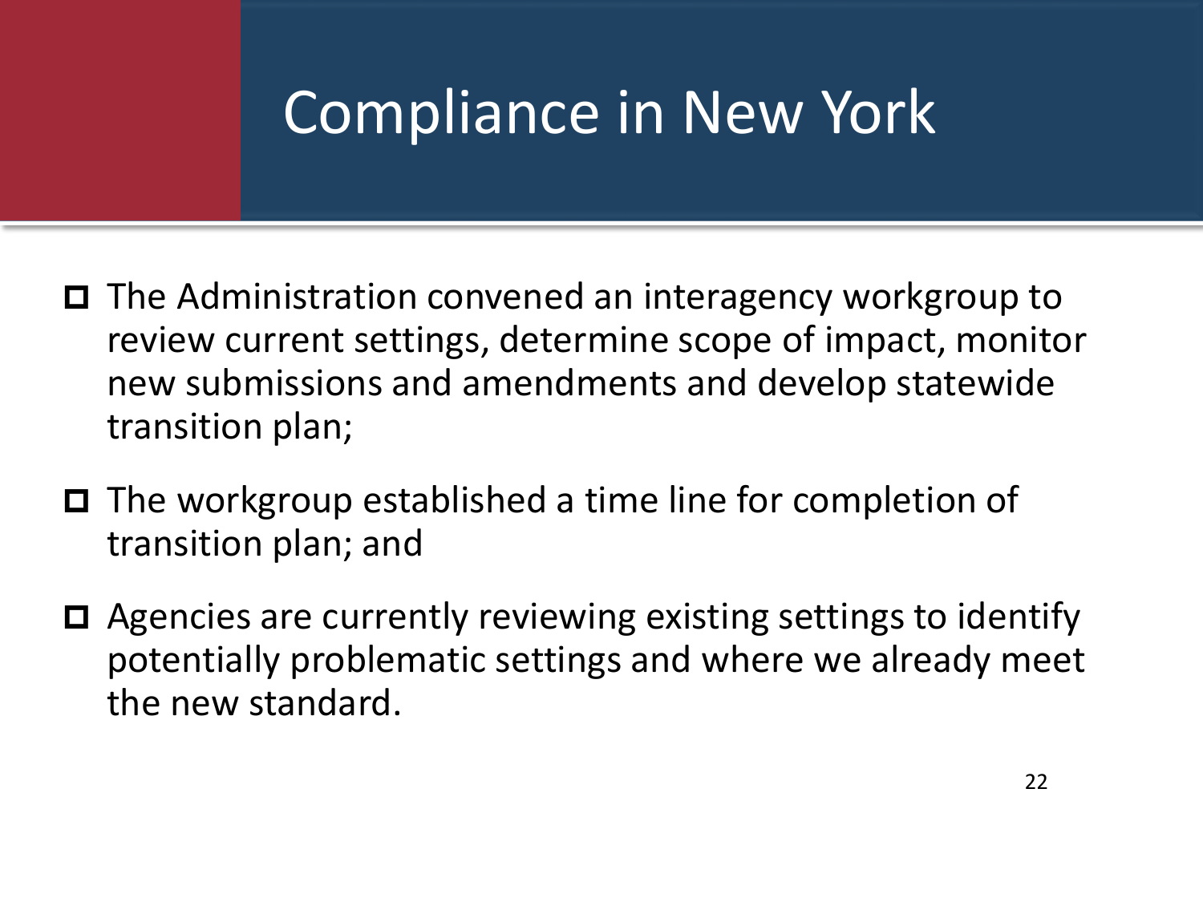# Compliance in New York

- The Administration convened an interagency workgroup to review current settings, determine scope of impact, monitor new submissions and amendments and develop statewide transition plan;
- The workgroup established a time line for completion of transition plan; and
- Agencies are currently reviewing existing settings to identify potentially problematic settings and where we already meet the new standard.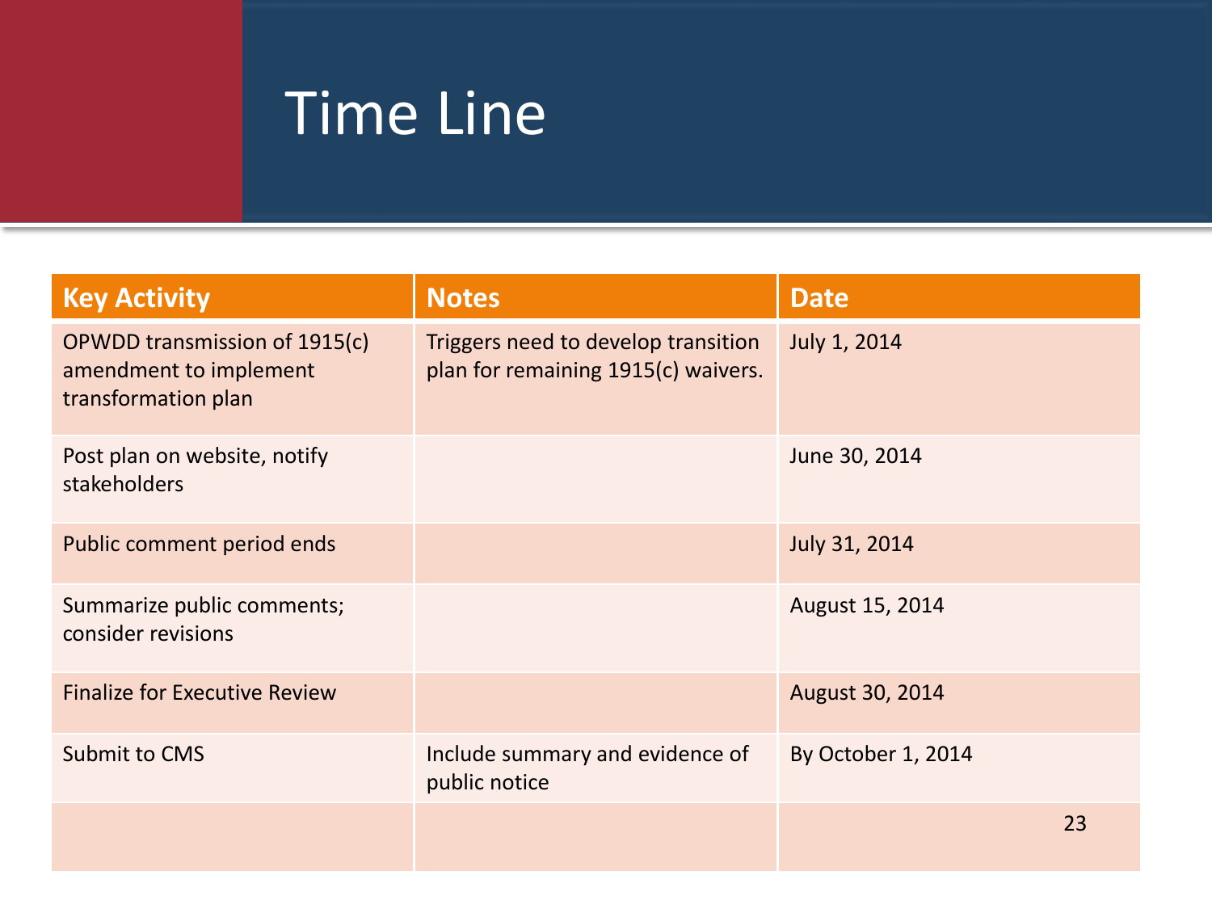# Time Line

| Key Activity | Notes | Date |
|---|---|---|
| OPWDD transmission of 1915(c) amendment to implement transformation plan | Triggers need to develop transition plan for remaining 1915(c) waivers. | July 1, 2014 |
| Post plan on website, notify stakeholders | | June 30, 2014 |
| Public comment period ends | | July 31, 2014 |
| Summarize public comments; consider revisions | | August 15, 2014 |
| Finalize for Executive Review | | August 30, 2014 |
| Submit to CMS | Include summary and evidence of public notice | By October 1, 2014 |
| | | |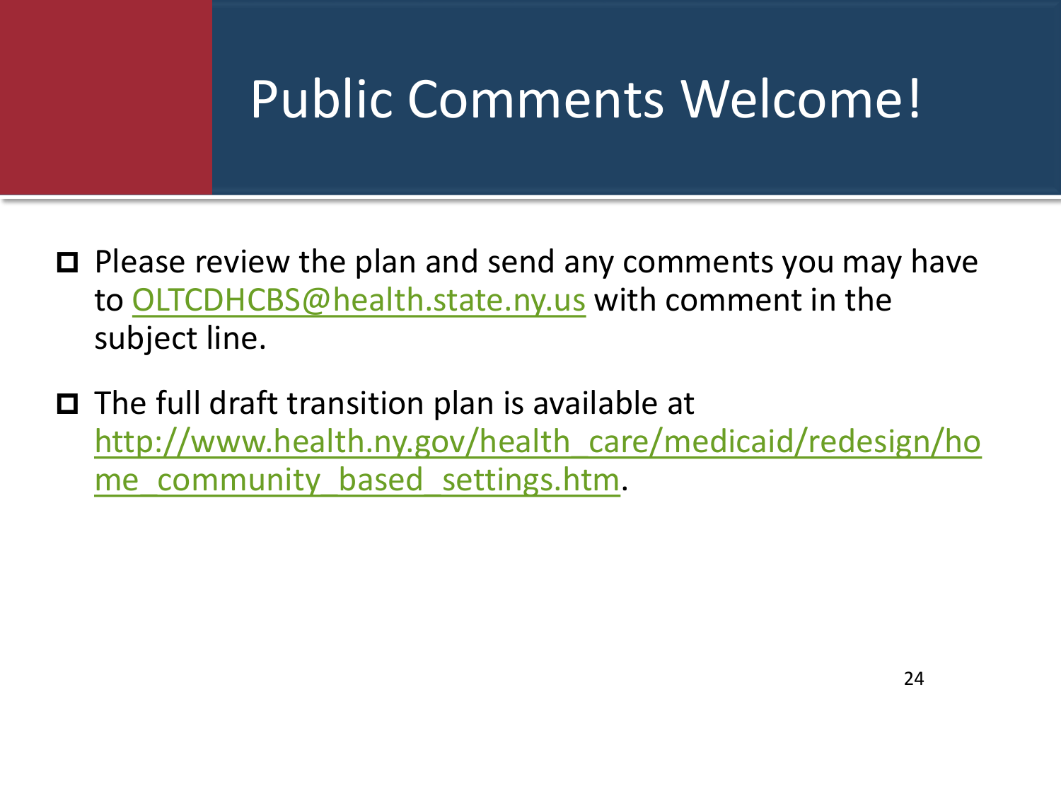# Public Comments Welcome!

- Please review the plan and send any comments you may have to OLTCDHCBS@health.state.ny.us with comment in the subject line.

- The full draft transition plan is available at http://www.health.ny.gov/health_care/medicaid/redesign/home_community_based_settings.htm.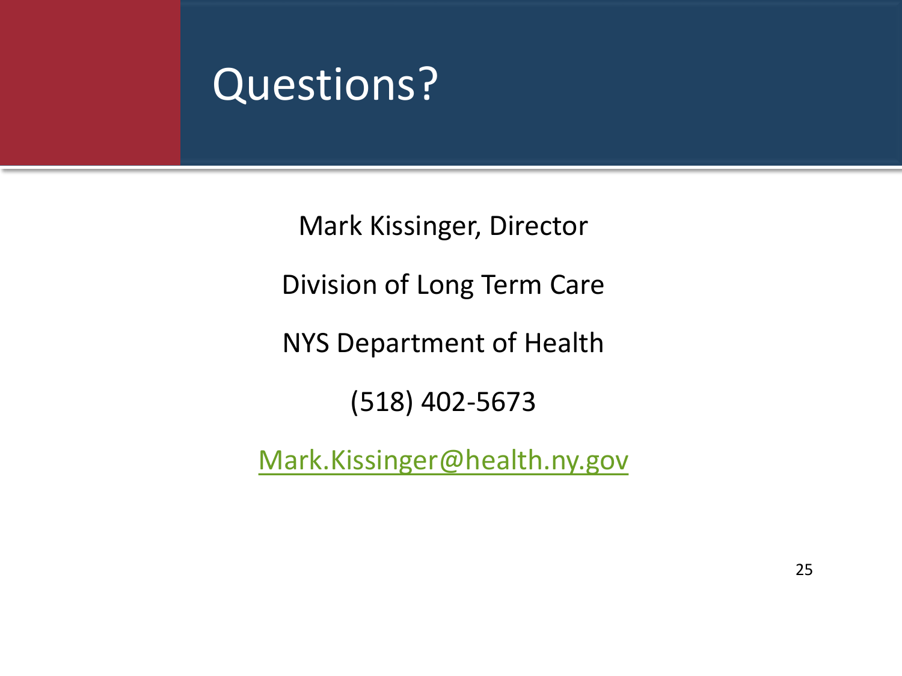# Questions?

Mark Kissinger, Director

Division of Long Term Care

NYS Department of Health

(518) 402-5673

Mark.Kissinger@health.ny.gov